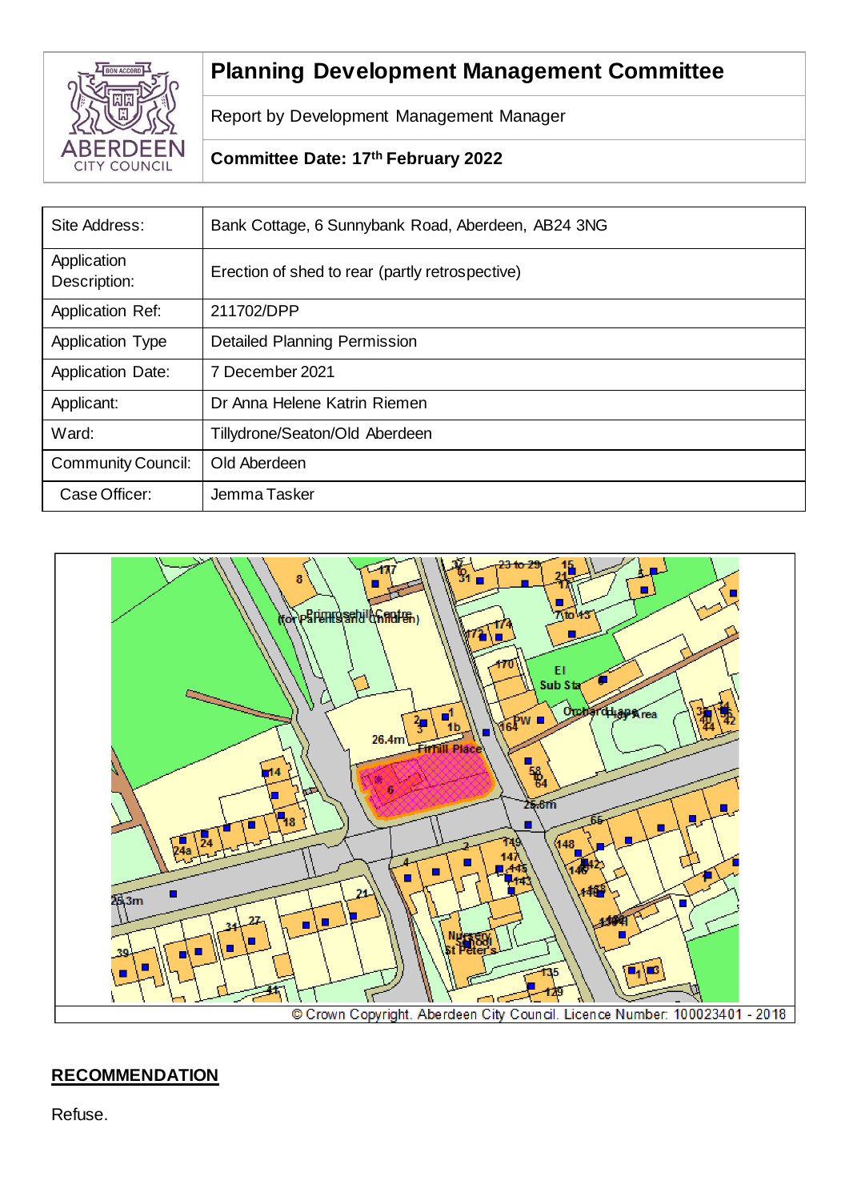# Planning Development Management Committee

Report by Development Management Manager

**Committee Date: 17th February 2022**

| Site Address: | Bank Cottage, 6 Sunnybank Road, Aberdeen, AB24 3NG |
|---|---|
| Application Description: | Erection of shed to rear (partly retrospective) |
| Application Ref: | 211702/DPP |
| Application Type | Detailed Planning Permission |
| Application Date: | 7 December 2021 |
| Applicant: | Dr Anna Helene Katrin Riemen |
| Ward: | Tillydrone/Seaton/Old Aberdeen |
| Community Council: | Old Aberdeen |
| Case Officer: | Jemma Tasker |

© Crown Copyright. Aberdeen City Council. Licence Number: 100023401 - 2018

## RECOMMENDATION

Refuse.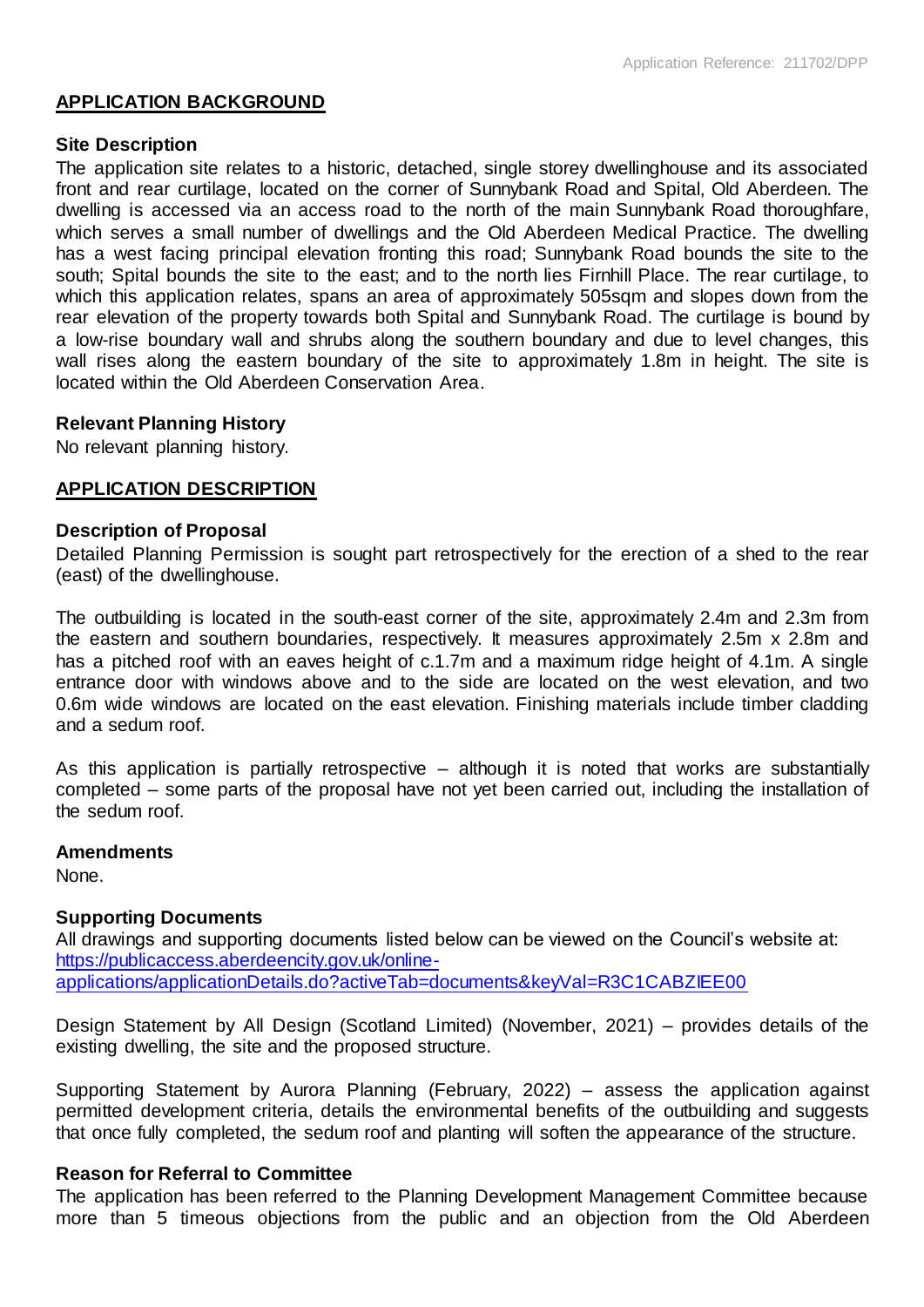## APPLICATION BACKGROUND

### Site Description

The application site relates to a historic, detached, single storey dwellinghouse and its associated front and rear curtilage, located on the corner of Sunnybank Road and Spital, Old Aberdeen. The dwelling is accessed via an access road to the north of the main Sunnybank Road thoroughfare, which serves a small number of dwellings and the Old Aberdeen Medical Practice. The dwelling has a west facing principal elevation fronting this road; Sunnybank Road bounds the site to the south; Spital bounds the site to the east; and to the north lies Firnhill Place. The rear curtilage, to which this application relates, spans an area of approximately 505sqm and slopes down from the rear elevation of the property towards both Spital and Sunnybank Road. The curtilage is bound by a low-rise boundary wall and shrubs along the southern boundary and due to level changes, this wall rises along the eastern boundary of the site to approximately 1.8m in height. The site is located within the Old Aberdeen Conservation Area.

### Relevant Planning History

No relevant planning history.

## APPLICATION DESCRIPTION

### Description of Proposal

Detailed Planning Permission is sought part retrospectively for the erection of a shed to the rear (east) of the dwellinghouse.

The outbuilding is located in the south-east corner of the site, approximately 2.4m and 2.3m from the eastern and southern boundaries, respectively. It measures approximately 2.5m x 2.8m and has a pitched roof with an eaves height of c.1.7m and a maximum ridge height of 4.1m. A single entrance door with windows above and to the side are located on the west elevation, and two 0.6m wide windows are located on the east elevation. Finishing materials include timber cladding and a sedum roof.

As this application is partially retrospective – although it is noted that works are substantially completed – some parts of the proposal have not yet been carried out, including the installation of the sedum roof.

### Amendments

None.

### Supporting Documents

All drawings and supporting documents listed below can be viewed on the Council's website at: [https://publicaccess.aberdeencity.gov.uk/online-applications/applicationDetails.do?activeTab=documents&keyVal=R3C1CABZIEE00](https://publicaccess.aberdeencity.gov.uk/online-applications/applicationDetails.do?activeTab=documents&keyVal=R3C1CABZIEE00)

Design Statement by All Design (Scotland Limited) (November, 2021) – provides details of the existing dwelling, the site and the proposed structure.

Supporting Statement by Aurora Planning (February, 2022) – assess the application against permitted development criteria, details the environmental benefits of the outbuilding and suggests that once fully completed, the sedum roof and planting will soften the appearance of the structure.

### Reason for Referral to Committee

The application has been referred to the Planning Development Management Committee because more than 5 timeous objections from the public and an objection from the Old Aberdeen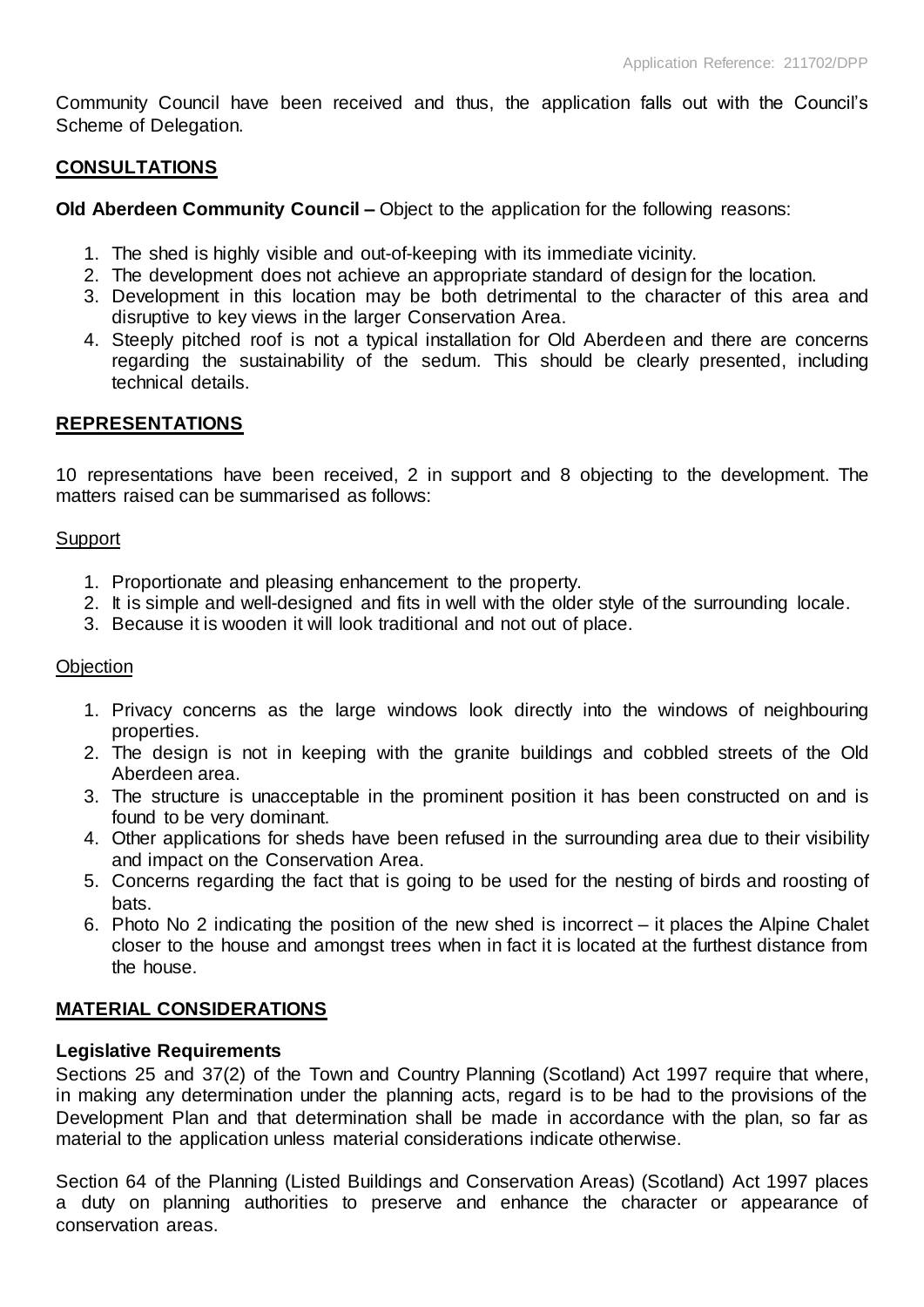Community Council have been received and thus, the application falls out with the Council's Scheme of Delegation.

## CONSULTATIONS

**Old Aberdeen Community Council –** Object to the application for the following reasons:

1. The shed is highly visible and out-of-keeping with its immediate vicinity.
2. The development does not achieve an appropriate standard of design for the location.
3. Development in this location may be both detrimental to the character of this area and disruptive to key views in the larger Conservation Area.
4. Steeply pitched roof is not a typical installation for Old Aberdeen and there are concerns regarding the sustainability of the sedum. This should be clearly presented, including technical details.

## REPRESENTATIONS

10 representations have been received, 2 in support and 8 objecting to the development. The matters raised can be summarised as follows:

Support

1. Proportionate and pleasing enhancement to the property.
2. It is simple and well-designed and fits in well with the older style of the surrounding locale.
3. Because it is wooden it will look traditional and not out of place.

Objection

1. Privacy concerns as the large windows look directly into the windows of neighbouring properties.
2. The design is not in keeping with the granite buildings and cobbled streets of the Old Aberdeen area.
3. The structure is unacceptable in the prominent position it has been constructed on and is found to be very dominant.
4. Other applications for sheds have been refused in the surrounding area due to their visibility and impact on the Conservation Area.
5. Concerns regarding the fact that is going to be used for the nesting of birds and roosting of bats.
6. Photo No 2 indicating the position of the new shed is incorrect – it places the Alpine Chalet closer to the house and amongst trees when in fact it is located at the furthest distance from the house.

## MATERIAL CONSIDERATIONS

**Legislative Requirements**

Sections 25 and 37(2) of the Town and Country Planning (Scotland) Act 1997 require that where, in making any determination under the planning acts, regard is to be had to the provisions of the Development Plan and that determination shall be made in accordance with the plan, so far as material to the application unless material considerations indicate otherwise.

Section 64 of the Planning (Listed Buildings and Conservation Areas) (Scotland) Act 1997 places a duty on planning authorities to preserve and enhance the character or appearance of conservation areas.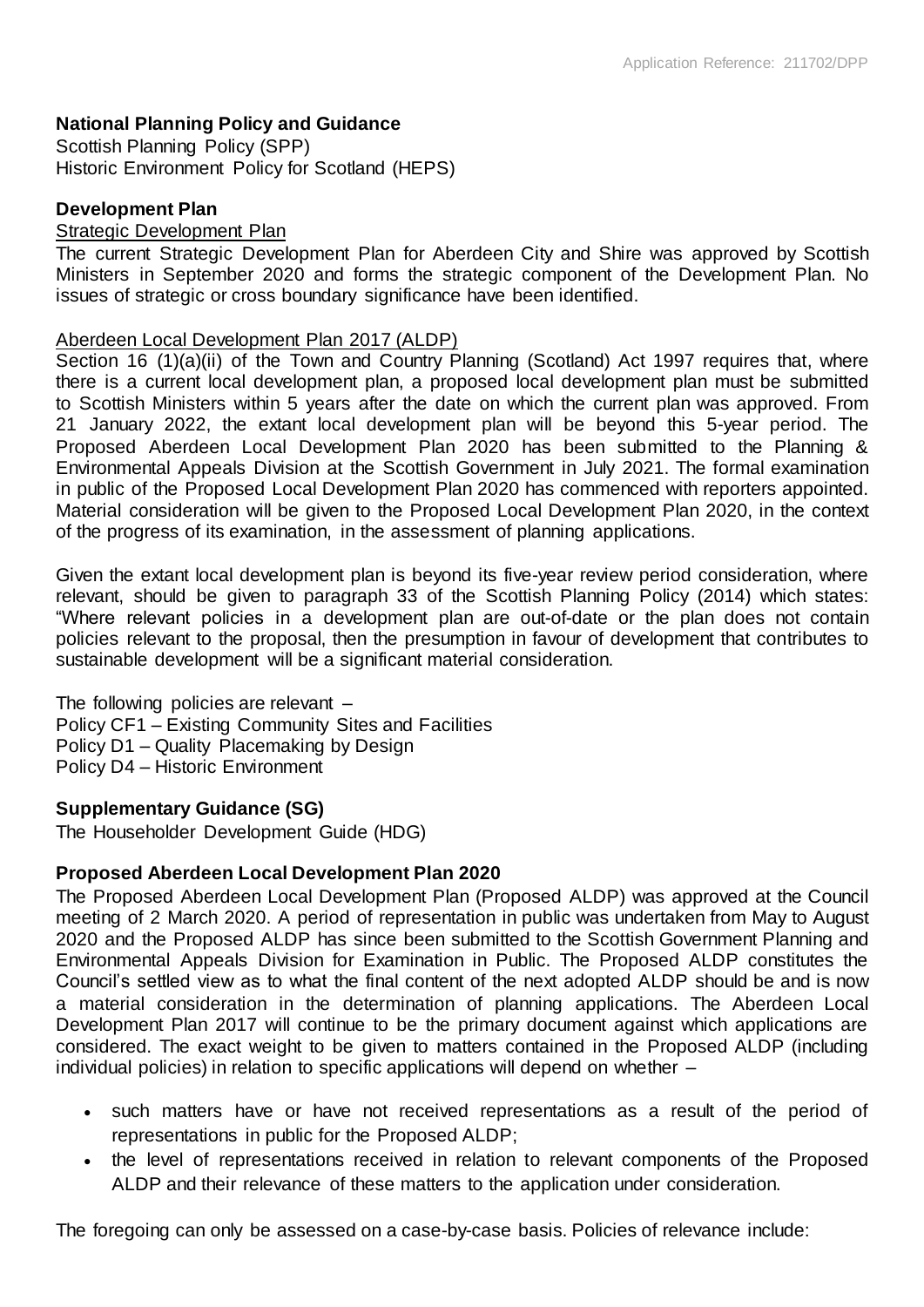**National Planning Policy and Guidance**

Scottish Planning Policy (SPP)
Historic Environment Policy for Scotland (HEPS)

**Development Plan**

Strategic Development Plan

The current Strategic Development Plan for Aberdeen City and Shire was approved by Scottish Ministers in September 2020 and forms the strategic component of the Development Plan. No issues of strategic or cross boundary significance have been identified.

Aberdeen Local Development Plan 2017 (ALDP)

Section 16 (1)(a)(ii) of the Town and Country Planning (Scotland) Act 1997 requires that, where there is a current local development plan, a proposed local development plan must be submitted to Scottish Ministers within 5 years after the date on which the current plan was approved. From 21 January 2022, the extant local development plan will be beyond this 5-year period. The Proposed Aberdeen Local Development Plan 2020 has been submitted to the Planning & Environmental Appeals Division at the Scottish Government in July 2021. The formal examination in public of the Proposed Local Development Plan 2020 has commenced with reporters appointed. Material consideration will be given to the Proposed Local Development Plan 2020, in the context of the progress of its examination, in the assessment of planning applications.

Given the extant local development plan is beyond its five-year review period consideration, where relevant, should be given to paragraph 33 of the Scottish Planning Policy (2014) which states: "Where relevant policies in a development plan are out-of-date or the plan does not contain policies relevant to the proposal, then the presumption in favour of development that contributes to sustainable development will be a significant material consideration.

The following policies are relevant –
Policy CF1 – Existing Community Sites and Facilities
Policy D1 – Quality Placemaking by Design
Policy D4 – Historic Environment

**Supplementary Guidance (SG)**

The Householder Development Guide (HDG)

**Proposed Aberdeen Local Development Plan 2020**

The Proposed Aberdeen Local Development Plan (Proposed ALDP) was approved at the Council meeting of 2 March 2020. A period of representation in public was undertaken from May to August 2020 and the Proposed ALDP has since been submitted to the Scottish Government Planning and Environmental Appeals Division for Examination in Public. The Proposed ALDP constitutes the Council's settled view as to what the final content of the next adopted ALDP should be and is now a material consideration in the determination of planning applications. The Aberdeen Local Development Plan 2017 will continue to be the primary document against which applications are considered. The exact weight to be given to matters contained in the Proposed ALDP (including individual policies) in relation to specific applications will depend on whether –

- such matters have or have not received representations as a result of the period of representations in public for the Proposed ALDP;
- the level of representations received in relation to relevant components of the Proposed ALDP and their relevance of these matters to the application under consideration.

The foregoing can only be assessed on a case-by-case basis. Policies of relevance include: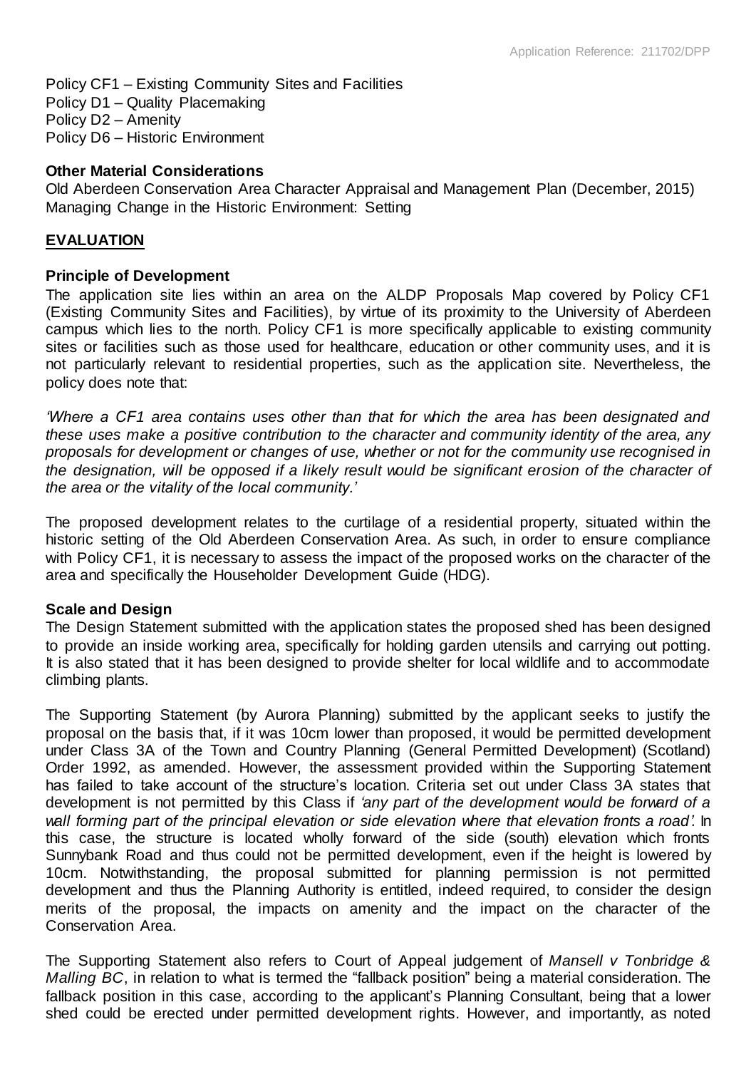Policy CF1 – Existing Community Sites and Facilities
Policy D1 – Quality Placemaking
Policy D2 – Amenity
Policy D6 – Historic Environment

**Other Material Considerations**
Old Aberdeen Conservation Area Character Appraisal and Management Plan (December, 2015)
Managing Change in the Historic Environment: Setting

## EVALUATION

**Principle of Development**
The application site lies within an area on the ALDP Proposals Map covered by Policy CF1 (Existing Community Sites and Facilities), by virtue of its proximity to the University of Aberdeen campus which lies to the north. Policy CF1 is more specifically applicable to existing community sites or facilities such as those used for healthcare, education or other community uses, and it is not particularly relevant to residential properties, such as the application site. Nevertheless, the policy does note that:

*'Where a CF1 area contains uses other than that for which the area has been designated and these uses make a positive contribution to the character and community identity of the area, any proposals for development or changes of use, whether or not for the community use recognised in the designation, will be opposed if a likely result would be significant erosion of the character of the area or the vitality of the local community.'*

The proposed development relates to the curtilage of a residential property, situated within the historic setting of the Old Aberdeen Conservation Area. As such, in order to ensure compliance with Policy CF1, it is necessary to assess the impact of the proposed works on the character of the area and specifically the Householder Development Guide (HDG).

**Scale and Design**
The Design Statement submitted with the application states the proposed shed has been designed to provide an inside working area, specifically for holding garden utensils and carrying out potting. It is also stated that it has been designed to provide shelter for local wildlife and to accommodate climbing plants.

The Supporting Statement (by Aurora Planning) submitted by the applicant seeks to justify the proposal on the basis that, if it was 10cm lower than proposed, it would be permitted development under Class 3A of the Town and Country Planning (General Permitted Development) (Scotland) Order 1992, as amended. However, the assessment provided within the Supporting Statement has failed to take account of the structure's location. Criteria set out under Class 3A states that development is not permitted by this Class if *'any part of the development would be forward of a wall forming part of the principal elevation or side elevation where that elevation fronts a road'.* In this case, the structure is located wholly forward of the side (south) elevation which fronts Sunnybank Road and thus could not be permitted development, even if the height is lowered by 10cm. Notwithstanding, the proposal submitted for planning permission is not permitted development and thus the Planning Authority is entitled, indeed required, to consider the design merits of the proposal, the impacts on amenity and the impact on the character of the Conservation Area.

The Supporting Statement also refers to Court of Appeal judgement of *Mansell v Tonbridge & Malling BC*, in relation to what is termed the "fallback position" being a material consideration. The fallback position in this case, according to the applicant's Planning Consultant, being that a lower shed could be erected under permitted development rights. However, and importantly, as noted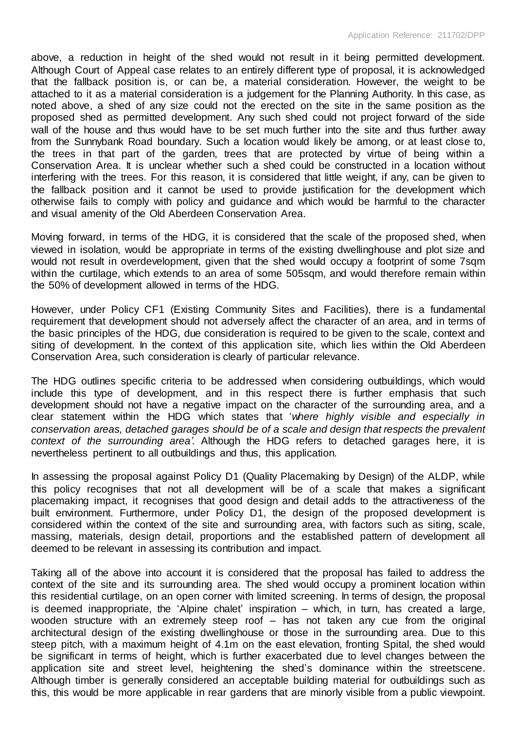above, a reduction in height of the shed would not result in it being permitted development. Although Court of Appeal case relates to an entirely different type of proposal, it is acknowledged that the fallback position is, or can be, a material consideration. However, the weight to be attached to it as a material consideration is a judgement for the Planning Authority. In this case, as noted above, a shed of any size could not the erected on the site in the same position as the proposed shed as permitted development. Any such shed could not project forward of the side wall of the house and thus would have to be set much further into the site and thus further away from the Sunnybank Road boundary. Such a location would likely be among, or at least close to, the trees in that part of the garden, trees that are protected by virtue of being within a Conservation Area. It is unclear whether such a shed could be constructed in a location without interfering with the trees. For this reason, it is considered that little weight, if any, can be given to the fallback position and it cannot be used to provide justification for the development which otherwise fails to comply with policy and guidance and which would be harmful to the character and visual amenity of the Old Aberdeen Conservation Area.

Moving forward, in terms of the HDG, it is considered that the scale of the proposed shed, when viewed in isolation, would be appropriate in terms of the existing dwellinghouse and plot size and would not result in overdevelopment, given that the shed would occupy a footprint of some 7sqm within the curtilage, which extends to an area of some 505sqm, and would therefore remain within the 50% of development allowed in terms of the HDG.

However, under Policy CF1 (Existing Community Sites and Facilities), there is a fundamental requirement that development should not adversely affect the character of an area, and in terms of the basic principles of the HDG, due consideration is required to be given to the scale, context and siting of development. In the context of this application site, which lies within the Old Aberdeen Conservation Area, such consideration is clearly of particular relevance.

The HDG outlines specific criteria to be addressed when considering outbuildings, which would include this type of development, and in this respect there is further emphasis that such development should not have a negative impact on the character of the surrounding area, and a clear statement within the HDG which states that '*where highly visible and especially in conservation areas, detached garages should be of a scale and design that respects the prevalent context of the surrounding area*'. Although the HDG refers to detached garages here, it is nevertheless pertinent to all outbuildings and thus, this application.

In assessing the proposal against Policy D1 (Quality Placemaking by Design) of the ALDP, while this policy recognises that not all development will be of a scale that makes a significant placemaking impact, it recognises that good design and detail adds to the attractiveness of the built environment. Furthermore, under Policy D1, the design of the proposed development is considered within the context of the site and surrounding area, with factors such as siting, scale, massing, materials, design detail, proportions and the established pattern of development all deemed to be relevant in assessing its contribution and impact.

Taking all of the above into account it is considered that the proposal has failed to address the context of the site and its surrounding area. The shed would occupy a prominent location within this residential curtilage, on an open corner with limited screening. In terms of design, the proposal is deemed inappropriate, the 'Alpine chalet' inspiration – which, in turn, has created a large, wooden structure with an extremely steep roof – has not taken any cue from the original architectural design of the existing dwellinghouse or those in the surrounding area. Due to this steep pitch, with a maximum height of 4.1m on the east elevation, fronting Spital, the shed would be significant in terms of height, which is further exacerbated due to level changes between the application site and street level, heightening the shed's dominance within the streetscene. Although timber is generally considered an acceptable building material for outbuildings such as this, this would be more applicable in rear gardens that are minorly visible from a public viewpoint.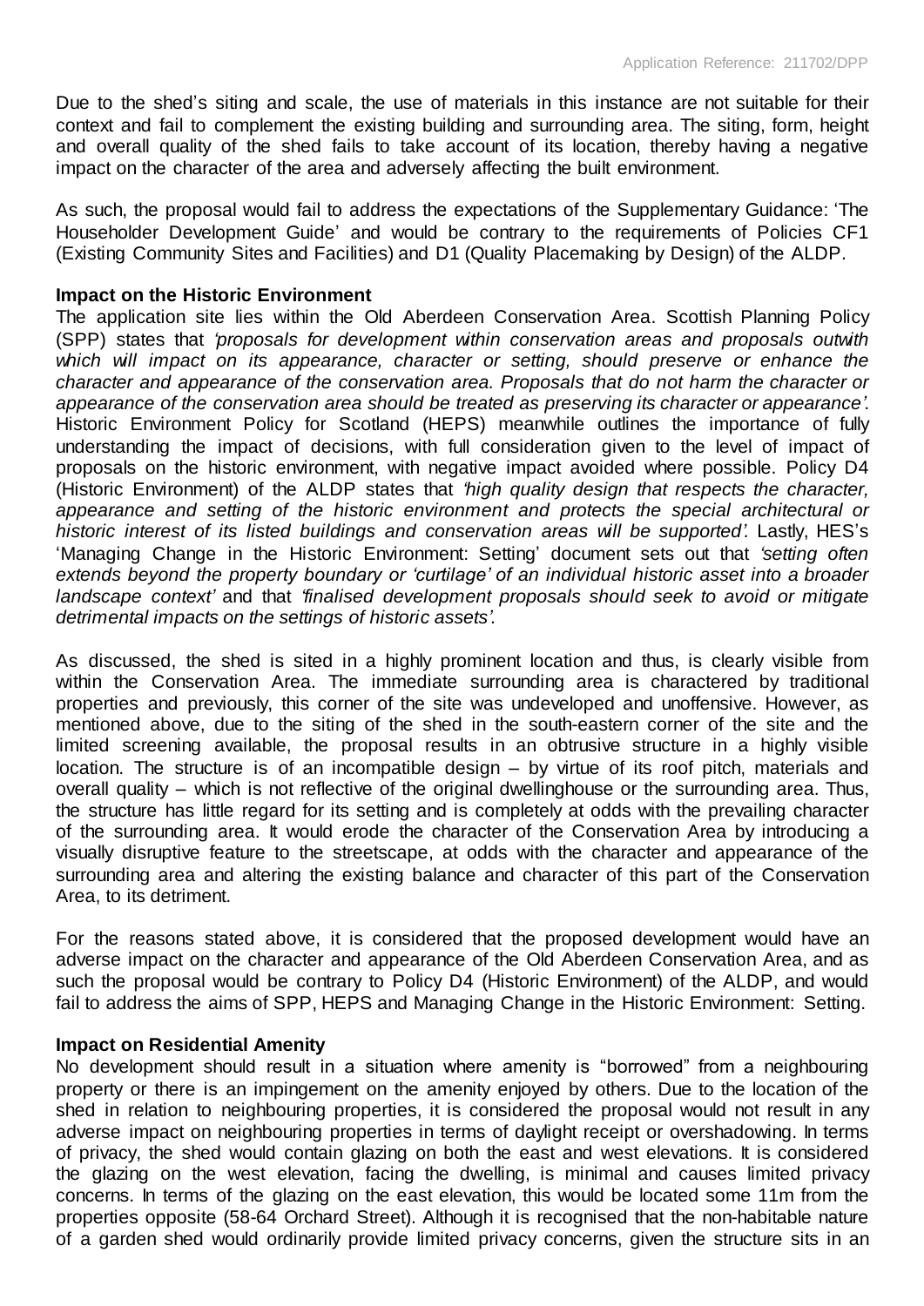Due to the shed's siting and scale, the use of materials in this instance are not suitable for their context and fail to complement the existing building and surrounding area. The siting, form, height and overall quality of the shed fails to take account of its location, thereby having a negative impact on the character of the area and adversely affecting the built environment.

As such, the proposal would fail to address the expectations of the Supplementary Guidance: 'The Householder Development Guide' and would be contrary to the requirements of Policies CF1 (Existing Community Sites and Facilities) and D1 (Quality Placemaking by Design) of the ALDP.

**Impact on the Historic Environment**

The application site lies within the Old Aberdeen Conservation Area. Scottish Planning Policy (SPP) states that *'proposals for development within conservation areas and proposals outwith which will impact on its appearance, character or setting, should preserve or enhance the character and appearance of the conservation area. Proposals that do not harm the character or appearance of the conservation area should be treated as preserving its character or appearance'*. Historic Environment Policy for Scotland (HEPS) meanwhile outlines the importance of fully understanding the impact of decisions, with full consideration given to the level of impact of proposals on the historic environment, with negative impact avoided where possible. Policy D4 (Historic Environment) of the ALDP states that *'high quality design that respects the character, appearance and setting of the historic environment and protects the special architectural or historic interest of its listed buildings and conservation areas will be supported'*. Lastly, HES's 'Managing Change in the Historic Environment: Setting' document sets out that *'setting often extends beyond the property boundary or 'curtilage' of an individual historic asset into a broader landscape context'* and that *'finalised development proposals should seek to avoid or mitigate detrimental impacts on the settings of historic assets'*.

As discussed, the shed is sited in a highly prominent location and thus, is clearly visible from within the Conservation Area. The immediate surrounding area is charactered by traditional properties and previously, this corner of the site was undeveloped and unoffensive. However, as mentioned above, due to the siting of the shed in the south-eastern corner of the site and the limited screening available, the proposal results in an obtrusive structure in a highly visible location. The structure is of an incompatible design – by virtue of its roof pitch, materials and overall quality – which is not reflective of the original dwellinghouse or the surrounding area. Thus, the structure has little regard for its setting and is completely at odds with the prevailing character of the surrounding area. It would erode the character of the Conservation Area by introducing a visually disruptive feature to the streetscape, at odds with the character and appearance of the surrounding area and altering the existing balance and character of this part of the Conservation Area, to its detriment.

For the reasons stated above, it is considered that the proposed development would have an adverse impact on the character and appearance of the Old Aberdeen Conservation Area, and as such the proposal would be contrary to Policy D4 (Historic Environment) of the ALDP, and would fail to address the aims of SPP, HEPS and Managing Change in the Historic Environment: Setting.

**Impact on Residential Amenity**

No development should result in a situation where amenity is "borrowed" from a neighbouring property or there is an impingement on the amenity enjoyed by others. Due to the location of the shed in relation to neighbouring properties, it is considered the proposal would not result in any adverse impact on neighbouring properties in terms of daylight receipt or overshadowing. In terms of privacy, the shed would contain glazing on both the east and west elevations. It is considered the glazing on the west elevation, facing the dwelling, is minimal and causes limited privacy concerns. In terms of the glazing on the east elevation, this would be located some 11m from the properties opposite (58-64 Orchard Street). Although it is recognised that the non-habitable nature of a garden shed would ordinarily provide limited privacy concerns, given the structure sits in an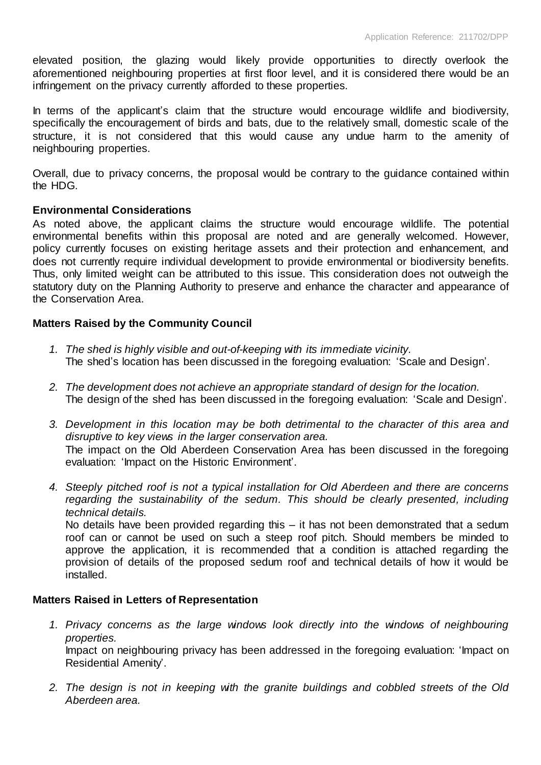elevated position, the glazing would likely provide opportunities to directly overlook the aforementioned neighbouring properties at first floor level, and it is considered there would be an infringement on the privacy currently afforded to these properties.

In terms of the applicant's claim that the structure would encourage wildlife and biodiversity, specifically the encouragement of birds and bats, due to the relatively small, domestic scale of the structure, it is not considered that this would cause any undue harm to the amenity of neighbouring properties.

Overall, due to privacy concerns, the proposal would be contrary to the guidance contained within the HDG.

**Environmental Considerations**

As noted above, the applicant claims the structure would encourage wildlife. The potential environmental benefits within this proposal are noted and are generally welcomed. However, policy currently focuses on existing heritage assets and their protection and enhancement, and does not currently require individual development to provide environmental or biodiversity benefits. Thus, only limited weight can be attributed to this issue. This consideration does not outweigh the statutory duty on the Planning Authority to preserve and enhance the character and appearance of the Conservation Area.

**Matters Raised by the Community Council**

1. *The shed is highly visible and out-of-keeping with its immediate vicinity.*
   The shed's location has been discussed in the foregoing evaluation: 'Scale and Design'.

2. *The development does not achieve an appropriate standard of design for the location.*
   The design of the shed has been discussed in the foregoing evaluation: 'Scale and Design'.

3. *Development in this location may be both detrimental to the character of this area and disruptive to key views in the larger conservation area.*
   The impact on the Old Aberdeen Conservation Area has been discussed in the foregoing evaluation: 'Impact on the Historic Environment'.

4. *Steeply pitched roof is not a typical installation for Old Aberdeen and there are concerns regarding the sustainability of the sedum. This should be clearly presented, including technical details.*
   No details have been provided regarding this – it has not been demonstrated that a sedum roof can or cannot be used on such a steep roof pitch. Should members be minded to approve the application, it is recommended that a condition is attached regarding the provision of details of the proposed sedum roof and technical details of how it would be installed.

**Matters Raised in Letters of Representation**

1. *Privacy concerns as the large windows look directly into the windows of neighbouring properties.*
   Impact on neighbouring privacy has been addressed in the foregoing evaluation: 'Impact on Residential Amenity'.

2. *The design is not in keeping with the granite buildings and cobbled streets of the Old Aberdeen area.*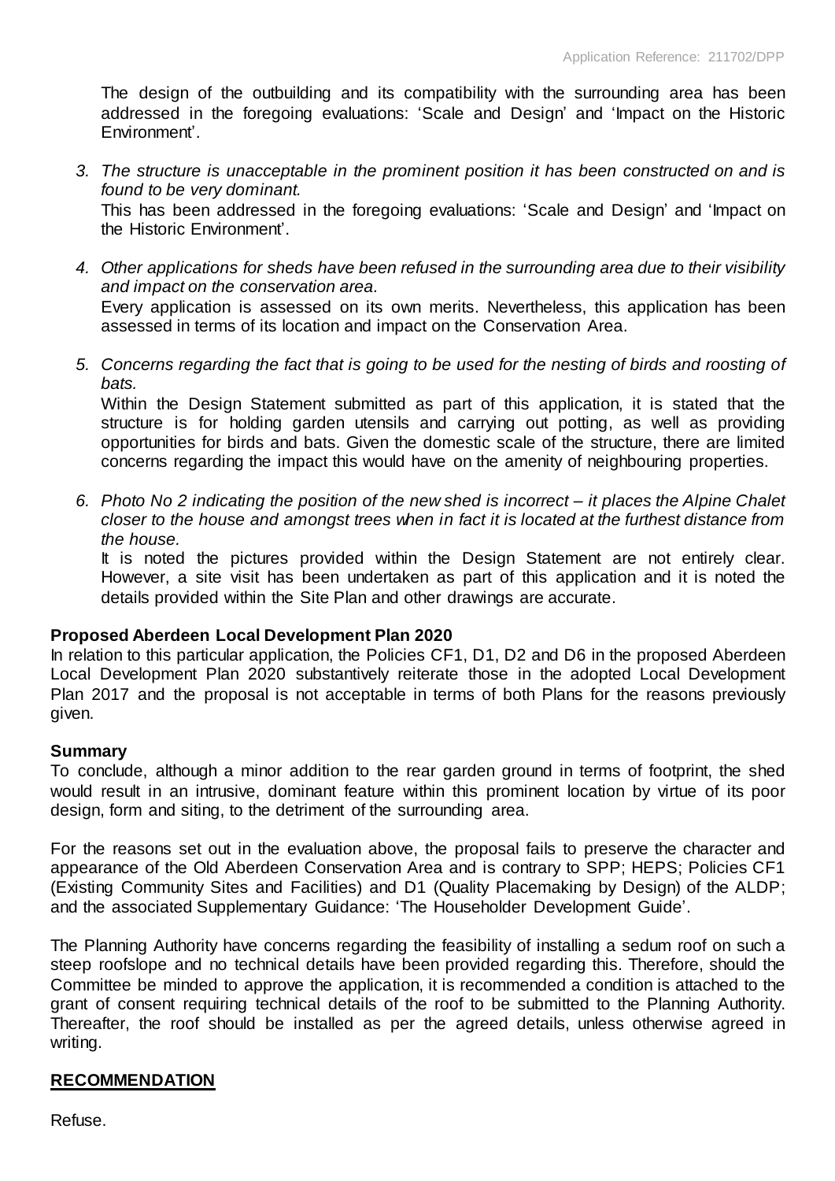The design of the outbuilding and its compatibility with the surrounding area has been addressed in the foregoing evaluations: 'Scale and Design' and 'Impact on the Historic Environment'.

3. *The structure is unacceptable in the prominent position it has been constructed on and is found to be very dominant.*
   This has been addressed in the foregoing evaluations: 'Scale and Design' and 'Impact on the Historic Environment'.

4. *Other applications for sheds have been refused in the surrounding area due to their visibility and impact on the conservation area.*
   Every application is assessed on its own merits. Nevertheless, this application has been assessed in terms of its location and impact on the Conservation Area.

5. *Concerns regarding the fact that is going to be used for the nesting of birds and roosting of bats.*
   Within the Design Statement submitted as part of this application, it is stated that the structure is for holding garden utensils and carrying out potting, as well as providing opportunities for birds and bats. Given the domestic scale of the structure, there are limited concerns regarding the impact this would have on the amenity of neighbouring properties.

6. *Photo No 2 indicating the position of the new shed is incorrect – it places the Alpine Chalet closer to the house and amongst trees when in fact it is located at the furthest distance from the house.*
   It is noted the pictures provided within the Design Statement are not entirely clear. However, a site visit has been undertaken as part of this application and it is noted the details provided within the Site Plan and other drawings are accurate.

**Proposed Aberdeen Local Development Plan 2020**

In relation to this particular application, the Policies CF1, D1, D2 and D6 in the proposed Aberdeen Local Development Plan 2020 substantively reiterate those in the adopted Local Development Plan 2017 and the proposal is not acceptable in terms of both Plans for the reasons previously given.

**Summary**

To conclude, although a minor addition to the rear garden ground in terms of footprint, the shed would result in an intrusive, dominant feature within this prominent location by virtue of its poor design, form and siting, to the detriment of the surrounding area.

For the reasons set out in the evaluation above, the proposal fails to preserve the character and appearance of the Old Aberdeen Conservation Area and is contrary to SPP; HEPS; Policies CF1 (Existing Community Sites and Facilities) and D1 (Quality Placemaking by Design) of the ALDP; and the associated Supplementary Guidance: 'The Householder Development Guide'.

The Planning Authority have concerns regarding the feasibility of installing a sedum roof on such a steep roofslope and no technical details have been provided regarding this. Therefore, should the Committee be minded to approve the application, it is recommended a condition is attached to the grant of consent requiring technical details of the roof to be submitted to the Planning Authority. Thereafter, the roof should be installed as per the agreed details, unless otherwise agreed in writing.

## RECOMMENDATION

Refuse.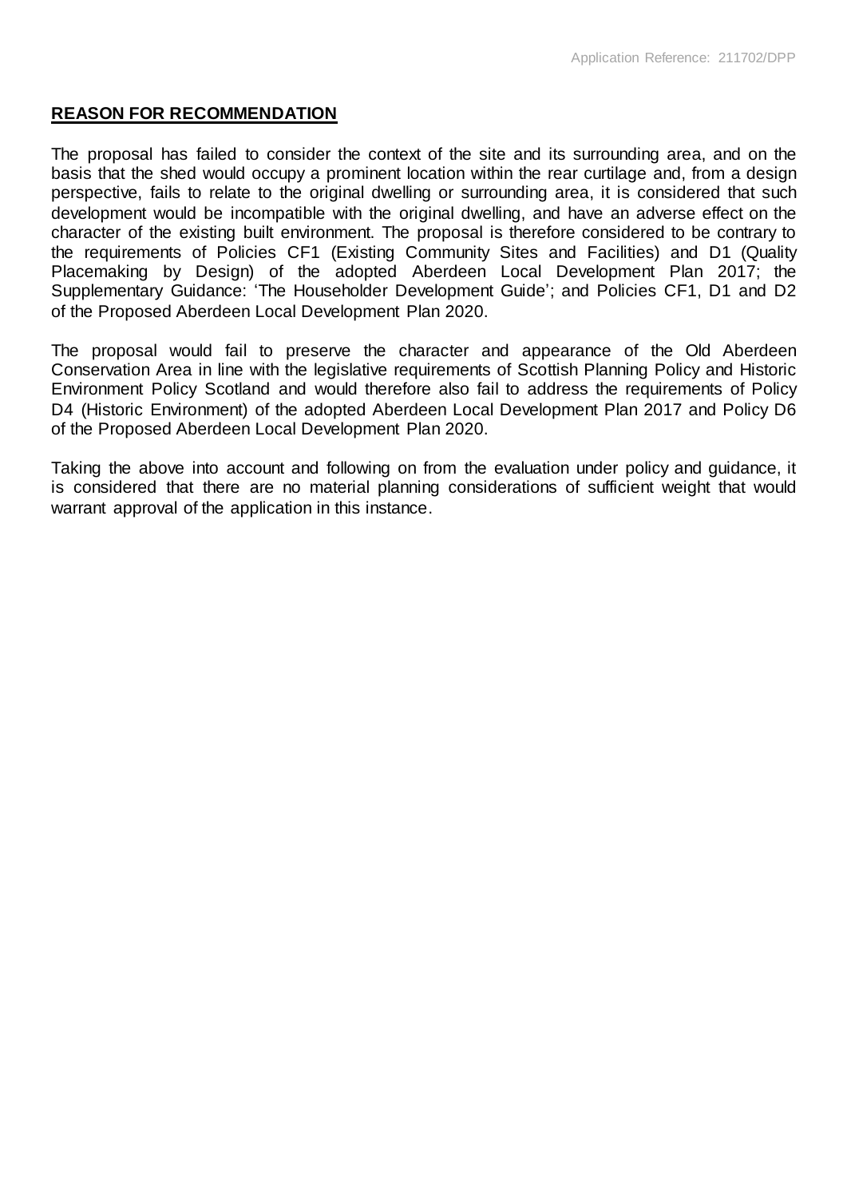## REASON FOR RECOMMENDATION

The proposal has failed to consider the context of the site and its surrounding area, and on the basis that the shed would occupy a prominent location within the rear curtilage and, from a design perspective, fails to relate to the original dwelling or surrounding area, it is considered that such development would be incompatible with the original dwelling, and have an adverse effect on the character of the existing built environment. The proposal is therefore considered to be contrary to the requirements of Policies CF1 (Existing Community Sites and Facilities) and D1 (Quality Placemaking by Design) of the adopted Aberdeen Local Development Plan 2017; the Supplementary Guidance: 'The Householder Development Guide'; and Policies CF1, D1 and D2 of the Proposed Aberdeen Local Development Plan 2020.

The proposal would fail to preserve the character and appearance of the Old Aberdeen Conservation Area in line with the legislative requirements of Scottish Planning Policy and Historic Environment Policy Scotland and would therefore also fail to address the requirements of Policy D4 (Historic Environment) of the adopted Aberdeen Local Development Plan 2017 and Policy D6 of the Proposed Aberdeen Local Development Plan 2020.

Taking the above into account and following on from the evaluation under policy and guidance, it is considered that there are no material planning considerations of sufficient weight that would warrant approval of the application in this instance.